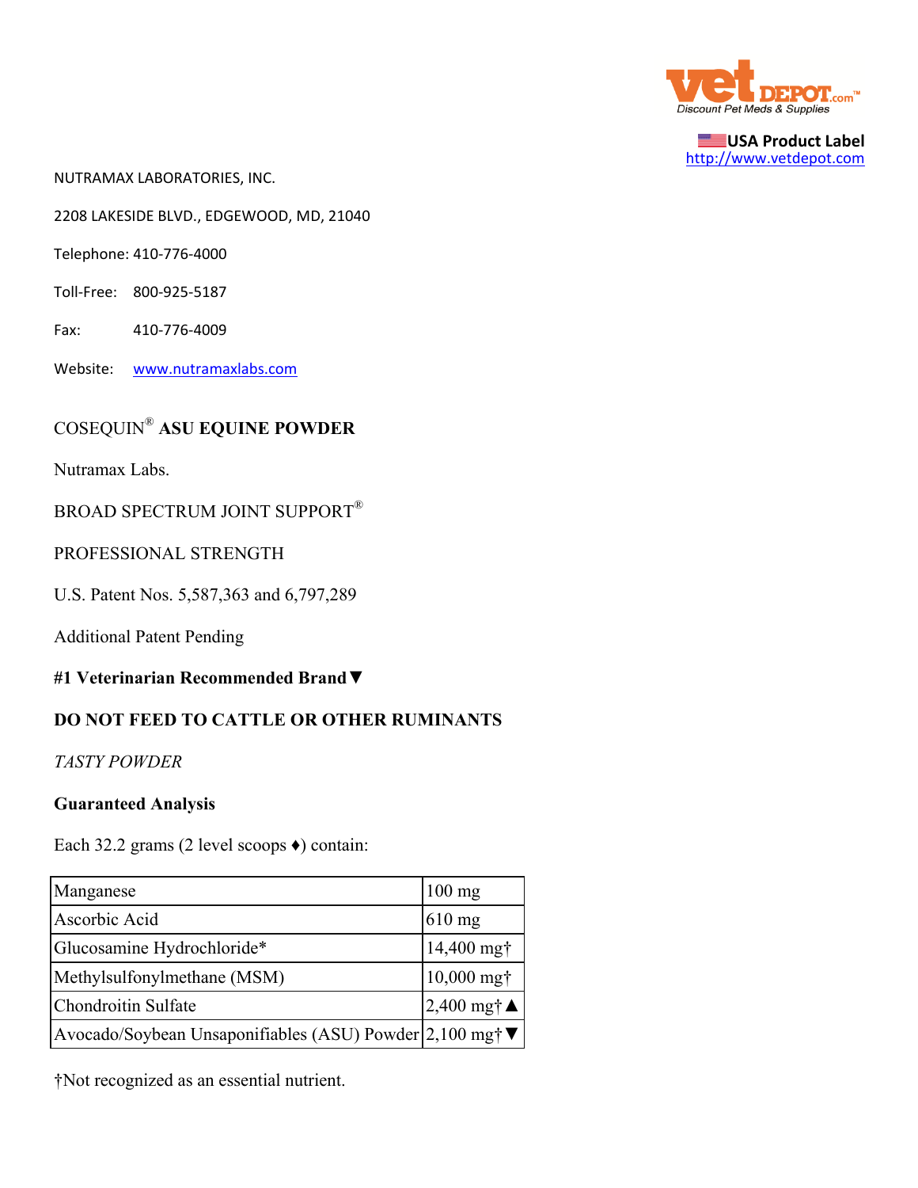vet DEPOT.com™
Discount Pet Meds & Supplies

USA Product Label
http://www.vetdepot.com

NUTRAMAX LABORATORIES, INC.

2208 LAKESIDE BLVD., EDGEWOOD, MD, 21040

Telephone: 410-776-4000

Toll-Free: 800-925-5187

Fax: 410-776-4009

Website: www.nutramaxlabs.com

# COSEQUIN® ASU EQUINE POWDER

Nutramax Labs.

BROAD SPECTRUM JOINT SUPPORT®

PROFESSIONAL STRENGTH

U.S. Patent Nos. 5,587,363 and 6,797,289

Additional Patent Pending

**#1 Veterinarian Recommended Brand▼**

**DO NOT FEED TO CATTLE OR OTHER RUMINANTS**

*TASTY POWDER*

**Guaranteed Analysis**

Each 32.2 grams (2 level scoops ♦) contain:

| | |
|---|---|
| Manganese | 100 mg |
| Ascorbic Acid | 610 mg |
| Glucosamine Hydrochloride* | 14,400 mg† |
| Methylsulfonylmethane (MSM) | 10,000 mg† |
| Chondroitin Sulfate | 2,400 mg†▲ |
| Avocado/Soybean Unsaponifiables (ASU) Powder | 2,100 mg†▼ |

†Not recognized as an essential nutrient.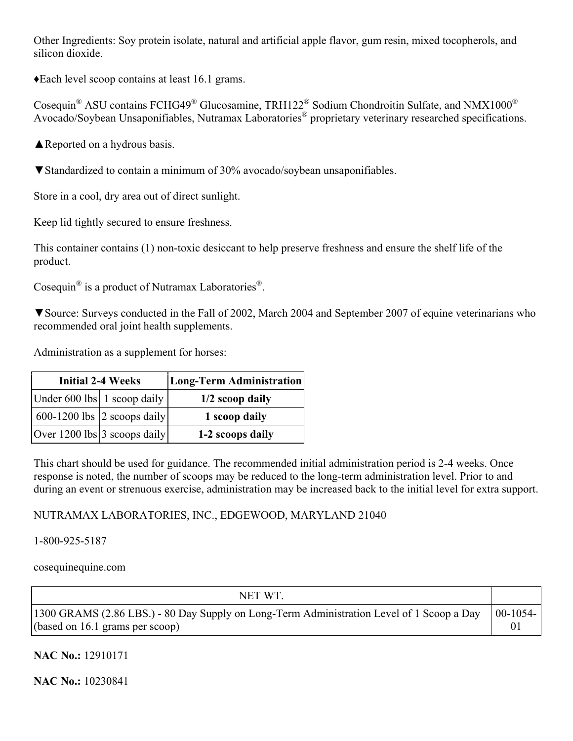Other Ingredients: Soy protein isolate, natural and artificial apple flavor, gum resin, mixed tocopherols, and silicon dioxide.

♦Each level scoop contains at least 16.1 grams.

Cosequin® ASU contains FCHG49® Glucosamine, TRH122® Sodium Chondroitin Sulfate, and NMX1000® Avocado/Soybean Unsaponifiables, Nutramax Laboratories® proprietary veterinary researched specifications.

▲Reported on a hydrous basis.

▼Standardized to contain a minimum of 30% avocado/soybean unsaponifiables.

Store in a cool, dry area out of direct sunlight.

Keep lid tightly secured to ensure freshness.

This container contains (1) non-toxic desiccant to help preserve freshness and ensure the shelf life of the product.

Cosequin® is a product of Nutramax Laboratories®.

▼Source: Surveys conducted in the Fall of 2002, March 2004 and September 2007 of equine veterinarians who recommended oral joint health supplements.

Administration as a supplement for horses:

| **Initial 2-4 Weeks** | | **Long-Term Administration** |
|---|---|---|
| Under 600 lbs | 1 scoop daily | **1/2 scoop daily** |
| 600-1200 lbs | 2 scoops daily | **1 scoop daily** |
| Over 1200 lbs | 3 scoops daily | **1-2 scoops daily** |

This chart should be used for guidance. The recommended initial administration period is 2-4 weeks. Once response is noted, the number of scoops may be reduced to the long-term administration level. Prior to and during an event or strenuous exercise, administration may be increased back to the initial level for extra support.

NUTRAMAX LABORATORIES, INC., EDGEWOOD, MARYLAND 21040

1-800-925-5187

cosequinequine.com

| NET WT. | |
|---|---|
| 1300 GRAMS (2.86 LBS.) - 80 Day Supply on Long-Term Administration Level of 1 Scoop a Day (based on 16.1 grams per scoop) | 00-1054-01 |

**NAC No.:** 12910171

**NAC No.:** 10230841